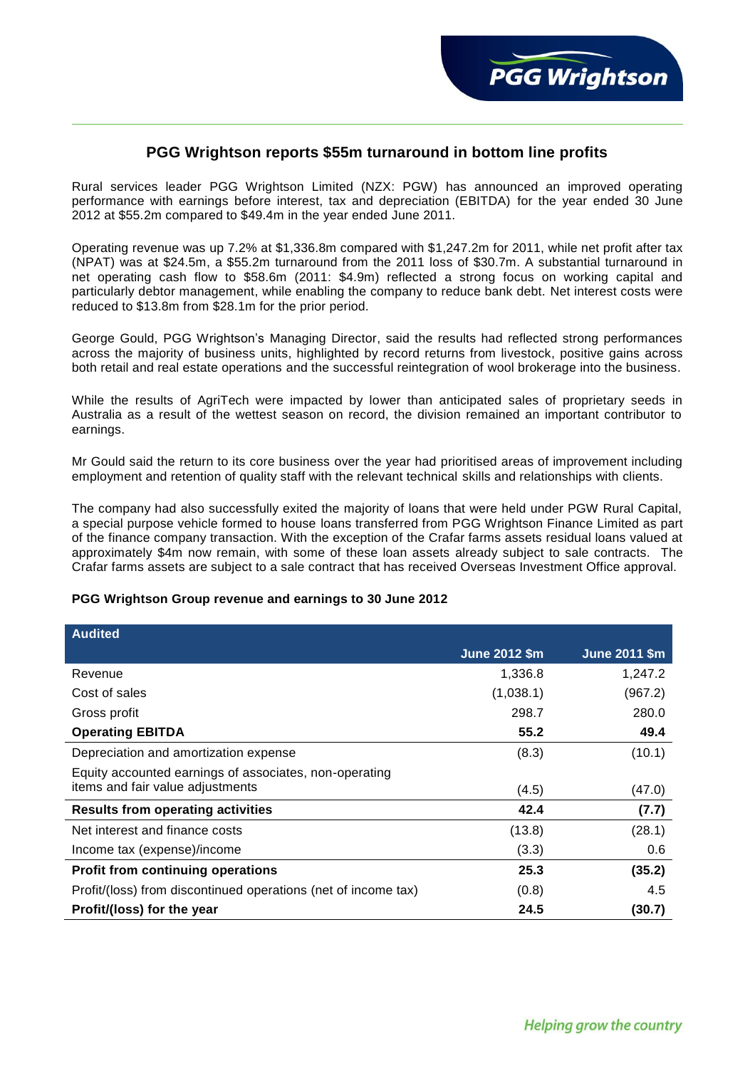# PGG Wrightson reports $55m turnaround in bottom line profits

Rural services leader PGG Wrightson Limited (NZX: PGW) has announced an improved operating performance with earnings before interest, tax and depreciation (EBITDA) for the year ended 30 June 2012 at $55.2m compared to $49.4m in the year ended June 2011.

Operating revenue was up 7.2% at $1,336.8m compared with $1,247.2m for 2011, while net profit after tax (NPAT) was at $24.5m, a $55.2m turnaround from the 2011 loss of $30.7m. A substantial turnaround in net operating cash flow to $58.6m (2011: $4.9m) reflected a strong focus on working capital and particularly debtor management, while enabling the company to reduce bank debt. Net interest costs were reduced to $13.8m from $28.1m for the prior period.

George Gould, PGG Wrightson's Managing Director, said the results had reflected strong performances across the majority of business units, highlighted by record returns from livestock, positive gains across both retail and real estate operations and the successful reintegration of wool brokerage into the business.

While the results of AgriTech were impacted by lower than anticipated sales of proprietary seeds in Australia as a result of the wettest season on record, the division remained an important contributor to earnings.

Mr Gould said the return to its core business over the year had prioritised areas of improvement including employment and retention of quality staff with the relevant technical skills and relationships with clients.

The company had also successfully exited the majority of loans that were held under PGW Rural Capital, a special purpose vehicle formed to house loans transferred from PGG Wrightson Finance Limited as part of the finance company transaction. With the exception of the Crafar farms assets residual loans valued at approximately $4m now remain, with some of these loan assets already subject to sale contracts. The Crafar farms assets are subject to a sale contract that has received Overseas Investment Office approval.

**PGG Wrightson Group revenue and earnings to 30 June 2012**

| Audited | June 2012 $m | June 2011 $m |
|---|---|---|
| Revenue | 1,336.8 | 1,247.2 |
| Cost of sales | (1,038.1) | (967.2) |
| Gross profit | 298.7 | 280.0 |
| **Operating EBITDA** | **55.2** | **49.4** |
| Depreciation and amortization expense | (8.3) | (10.1) |
| Equity accounted earnings of associates, non-operating items and fair value adjustments | (4.5) | (47.0) |
| **Results from operating activities** | **42.4** | **(7.7)** |
| Net interest and finance costs | (13.8) | (28.1) |
| Income tax (expense)/income | (3.3) | 0.6 |
| **Profit from continuing operations** | **25.3** | **(35.2)** |
| Profit/(loss) from discontinued operations (net of income tax) | (0.8) | 4.5 |
| **Profit/(loss) for the year** | **24.5** | **(30.7)** |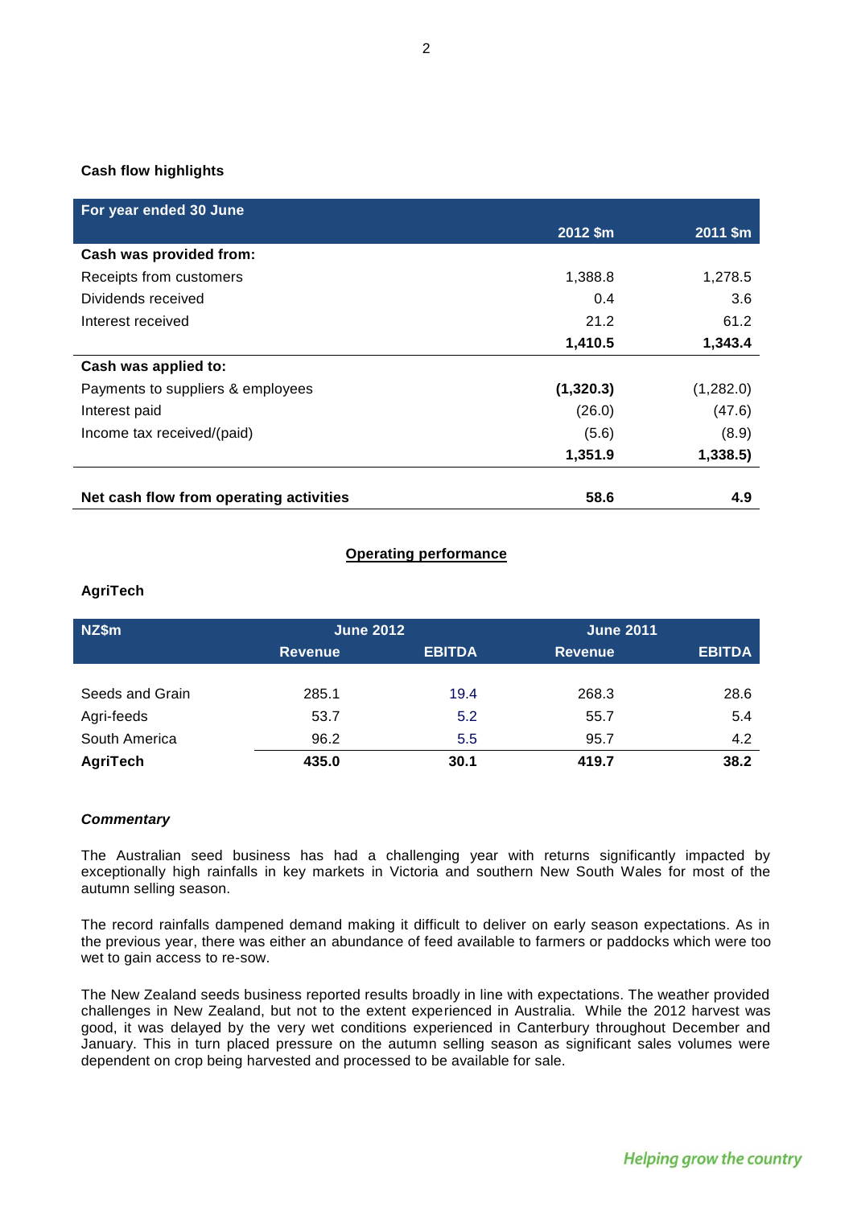**Cash flow highlights**

| For year ended 30 June | 2012 $m | 2011 $m |
|---|---|---|
| **Cash was provided from:** | | |
| Receipts from customers | 1,388.8 | 1,278.5 |
| Dividends received | 0.4 | 3.6 |
| Interest received | 21.2 | 61.2 |
| | **1,410.5** | **1,343.4** |
| **Cash was applied to:** | | |
| Payments to suppliers & employees | **(1,320.3)** | (1,282.0) |
| Interest paid | (26.0) | (47.6) |
| Income tax received/(paid) | (5.6) | (8.9) |
| | **1,351.9** | **1,338.5)** |
| **Net cash flow from operating activities** | **58.6** | **4.9** |

## Operating performance

**AgriTech**

| NZ$m | June 2012 | | June 2011 | |
|---|---|---|---|---|
| | Revenue | EBITDA | Revenue | EBITDA |
| Seeds and Grain | 285.1 | 19.4 | 268.3 | 28.6 |
| Agri-feeds | 53.7 | 5.2 | 55.7 | 5.4 |
| South America | 96.2 | 5.5 | 95.7 | 4.2 |
| **AgriTech** | **435.0** | **30.1** | **419.7** | **38.2** |

***Commentary***

The Australian seed business has had a challenging year with returns significantly impacted by exceptionally high rainfalls in key markets in Victoria and southern New South Wales for most of the autumn selling season.

The record rainfalls dampened demand making it difficult to deliver on early season expectations. As in the previous year, there was either an abundance of feed available to farmers or paddocks which were too wet to gain access to re-sow.

The New Zealand seeds business reported results broadly in line with expectations. The weather provided challenges in New Zealand, but not to the extent experienced in Australia. While the 2012 harvest was good, it was delayed by the very wet conditions experienced in Canterbury throughout December and January. This in turn placed pressure on the autumn selling season as significant sales volumes were dependent on crop being harvested and processed to be available for sale.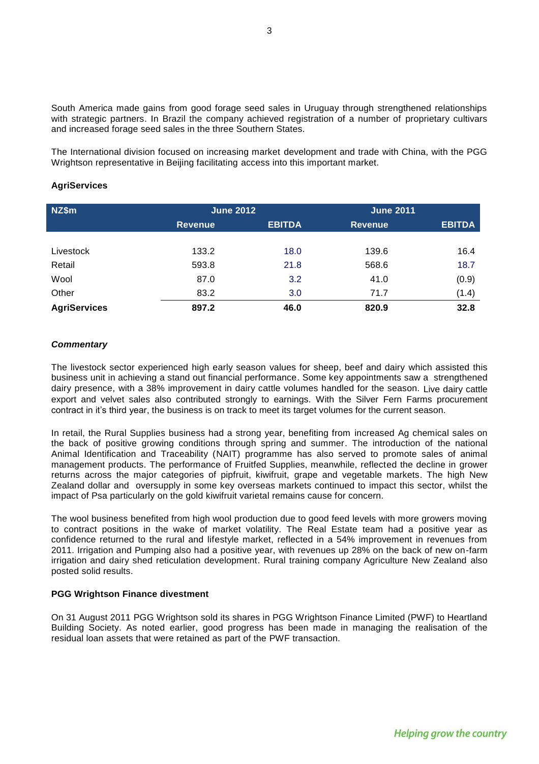South America made gains from good forage seed sales in Uruguay through strengthened relationships with strategic partners. In Brazil the company achieved registration of a number of proprietary cultivars and increased forage seed sales in the three Southern States.

The International division focused on increasing market development and trade with China, with the PGG Wrightson representative in Beijing facilitating access into this important market.

**AgriServices**

| NZ$m | June 2012 | | June 2011 | |
|---|---|---|---|---|
| | Revenue | EBITDA | Revenue | EBITDA |
| Livestock | 133.2 | 18.0 | 139.6 | 16.4 |
| Retail | 593.8 | 21.8 | 568.6 | 18.7 |
| Wool | 87.0 | 3.2 | 41.0 | (0.9) |
| Other | 83.2 | 3.0 | 71.7 | (1.4) |
| **AgriServices** | **897.2** | **46.0** | **820.9** | **32.8** |

***Commentary***

The livestock sector experienced high early season values for sheep, beef and dairy which assisted this business unit in achieving a stand out financial performance. Some key appointments saw a strengthened dairy presence, with a 38% improvement in dairy cattle volumes handled for the season. Live dairy cattle export and velvet sales also contributed strongly to earnings. With the Silver Fern Farms procurement contract in it's third year, the business is on track to meet its target volumes for the current season.

In retail, the Rural Supplies business had a strong year, benefiting from increased Ag chemical sales on the back of positive growing conditions through spring and summer. The introduction of the national Animal Identification and Traceability (NAIT) programme has also served to promote sales of animal management products. The performance of Fruitfed Supplies, meanwhile, reflected the decline in grower returns across the major categories of pipfruit, kiwifruit, grape and vegetable markets. The high New Zealand dollar and oversupply in some key overseas markets continued to impact this sector, whilst the impact of Psa particularly on the gold kiwifruit varietal remains cause for concern.

The wool business benefited from high wool production due to good feed levels with more growers moving to contract positions in the wake of market volatility. The Real Estate team had a positive year as confidence returned to the rural and lifestyle market, reflected in a 54% improvement in revenues from 2011. Irrigation and Pumping also had a positive year, with revenues up 28% on the back of new on-farm irrigation and dairy shed reticulation development. Rural training company Agriculture New Zealand also posted solid results.

**PGG Wrightson Finance divestment**

On 31 August 2011 PGG Wrightson sold its shares in PGG Wrightson Finance Limited (PWF) to Heartland Building Society. As noted earlier, good progress has been made in managing the realisation of the residual loan assets that were retained as part of the PWF transaction.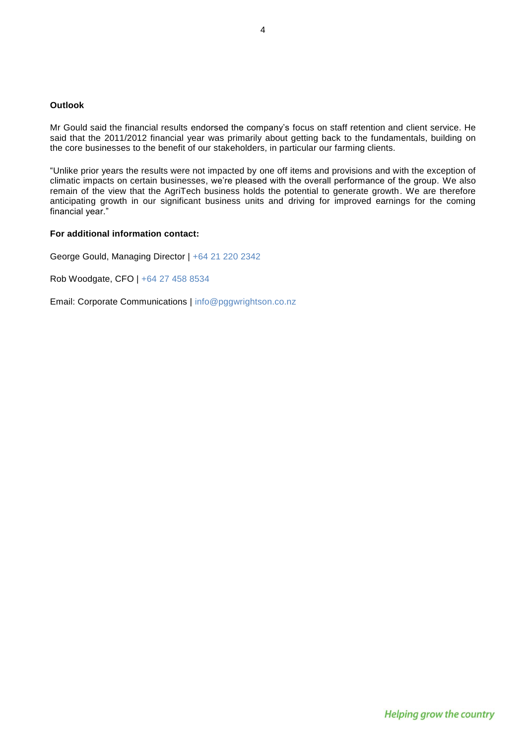**Outlook**

Mr Gould said the financial results endorsed the company's focus on staff retention and client service. He said that the 2011/2012 financial year was primarily about getting back to the fundamentals, building on the core businesses to the benefit of our stakeholders, in particular our farming clients.

"Unlike prior years the results were not impacted by one off items and provisions and with the exception of climatic impacts on certain businesses, we're pleased with the overall performance of the group. We also remain of the view that the AgriTech business holds the potential to generate growth. We are therefore anticipating growth in our significant business units and driving for improved earnings for the coming financial year."

**For additional information contact:**

George Gould, Managing Director | +64 21 220 2342

Rob Woodgate, CFO | +64 27 458 8534

Email: Corporate Communications | info@pggwrightson.co.nz

*Helping grow the country*